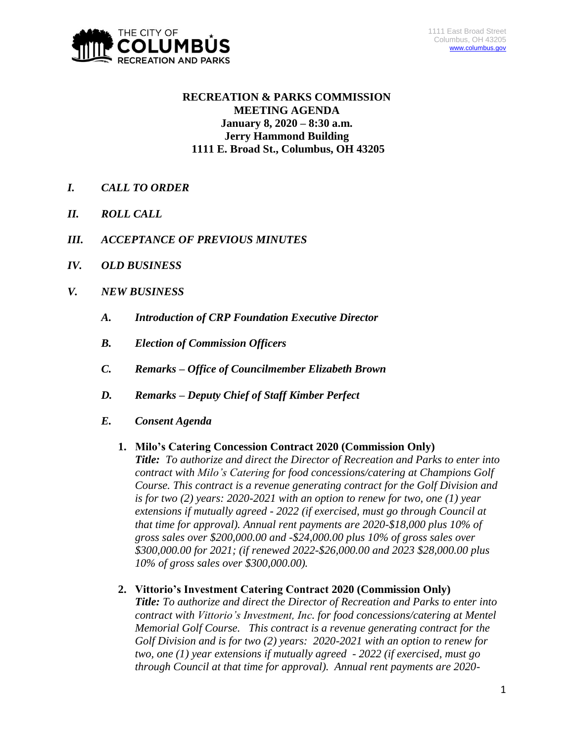THE CITY OF COLUMBUS RECREATION AND PARKS

1111 East Broad Street
Columbus, OH 43205
www.columbus.gov

# RECREATION & PARKS COMMISSION MEETING AGENDA
**January 8, 2020 – 8:30 a.m.**
**Jerry Hammond Building**
**1111 E. Broad St., Columbus, OH 43205**

## *I. CALL TO ORDER*

## *II. ROLL CALL*

## *III. ACCEPTANCE OF PREVIOUS MINUTES*

## *IV. OLD BUSINESS*

## *V. NEW BUSINESS*

### *A. Introduction of CRP Foundation Executive Director*

### *B. Election of Commission Officers*

### *C. Remarks – Office of Councilmember Elizabeth Brown*

### *D. Remarks – Deputy Chief of Staff Kimber Perfect*

### *E. Consent Agenda*

1. **Milo's Catering Concession Contract 2020 (Commission Only)**
   ***Title:*** *To authorize and direct the Director of Recreation and Parks to enter into contract with Milo's Catering for food concessions/catering at Champions Golf Course. This contract is a revenue generating contract for the Golf Division and is for two (2) years: 2020-2021 with an option to renew for two, one (1) year extensions if mutually agreed - 2022 (if exercised, must go through Council at that time for approval). Annual rent payments are 2020-$18,000 plus 10% of gross sales over $200,000.00 and -$24,000.00 plus 10% of gross sales over $300,000.00 for 2021; (if renewed 2022-$26,000.00 and 2023 $28,000.00 plus 10% of gross sales over $300,000.00).*

2. **Vittorio's Investment Catering Contract 2020 (Commission Only)**
   ***Title:*** *To authorize and direct the Director of Recreation and Parks to enter into contract with Vittorio's Investment, Inc. for food concessions/catering at Mentel Memorial Golf Course. This contract is a revenue generating contract for the Golf Division and is for two (2) years: 2020-2021 with an option to renew for two, one (1) year extensions if mutually agreed - 2022 (if exercised, must go through Council at that time for approval). Annual rent payments are 2020-*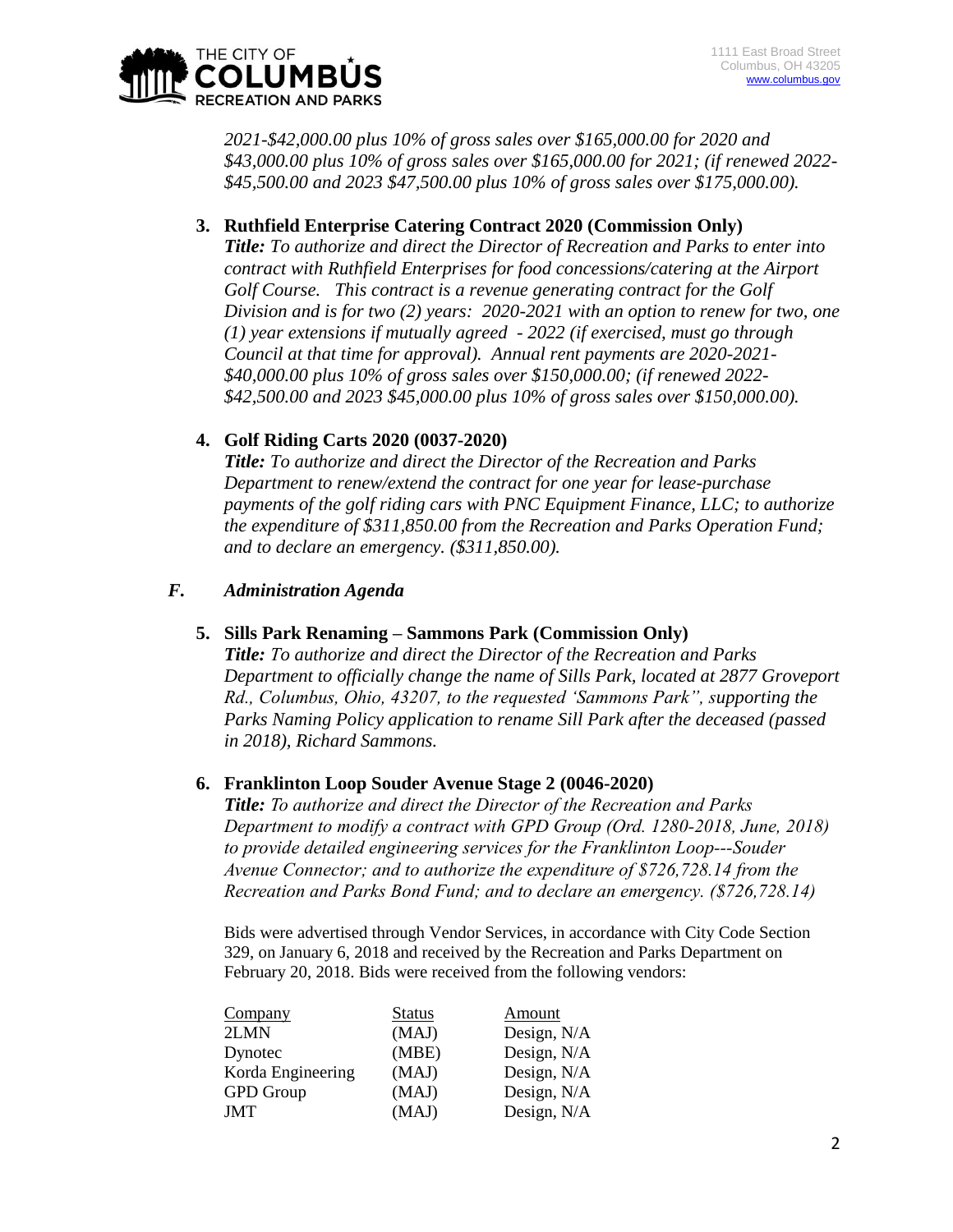*2021-$42,000.00 plus 10% of gross sales over $165,000.00 for 2020 and $43,000.00 plus 10% of gross sales over $165,000.00 for 2021; (if renewed 2022-$45,500.00 and 2023 $47,500.00 plus 10% of gross sales over $175,000.00).*

3. **Ruthfield Enterprise Catering Contract 2020 (Commission Only)**
   ***Title:*** *To authorize and direct the Director of Recreation and Parks to enter into contract with Ruthfield Enterprises for food concessions/catering at the Airport Golf Course. This contract is a revenue generating contract for the Golf Division and is for two (2) years: 2020-2021 with an option to renew for two, one (1) year extensions if mutually agreed - 2022 (if exercised, must go through Council at that time for approval). Annual rent payments are 2020-2021-$40,000.00 plus 10% of gross sales over $150,000.00; (if renewed 2022-$42,500.00 and 2023 $45,000.00 plus 10% of gross sales over $150,000.00).*

4. **Golf Riding Carts 2020 (0037-2020)**
   ***Title:*** *To authorize and direct the Director of the Recreation and Parks Department to renew/extend the contract for one year for lease-purchase payments of the golf riding cars with PNC Equipment Finance, LLC; to authorize the expenditure of $311,850.00 from the Recreation and Parks Operation Fund; and to declare an emergency. ($311,850.00).*

## *F. Administration Agenda*

5. **Sills Park Renaming – Sammons Park (Commission Only)**
   ***Title:*** *To authorize and direct the Director of the Recreation and Parks Department to officially change the name of Sills Park, located at 2877 Groveport Rd., Columbus, Ohio, 43207, to the requested 'Sammons Park", supporting the Parks Naming Policy application to rename Sill Park after the deceased (passed in 2018), Richard Sammons.*

6. **Franklinton Loop Souder Avenue Stage 2 (0046-2020)**
   ***Title:*** *To authorize and direct the Director of the Recreation and Parks Department to modify a contract with GPD Group (Ord. 1280-2018, June, 2018) to provide detailed engineering services for the Franklinton Loop---Souder Avenue Connector; and to authorize the expenditure of $726,728.14 from the Recreation and Parks Bond Fund; and to declare an emergency. ($726,728.14)*

   Bids were advertised through Vendor Services, in accordance with City Code Section 329, on January 6, 2018 and received by the Recreation and Parks Department on February 20, 2018. Bids were received from the following vendors:

| Company | Status | Amount |
|---|---|---|
| 2LMN | (MAJ) | Design, N/A |
| Dynotec | (MBE) | Design, N/A |
| Korda Engineering | (MAJ) | Design, N/A |
| GPD Group | (MAJ) | Design, N/A |
| JMT | (MAJ) | Design, N/A |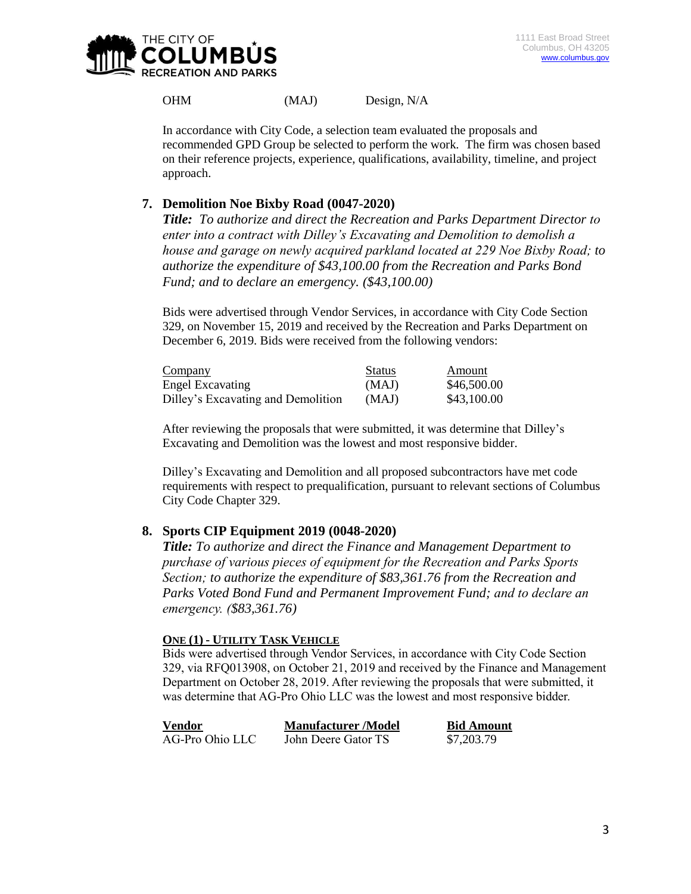| | | |
|---|---|---|
| OHM | (MAJ) | Design, N/A |

In accordance with City Code, a selection team evaluated the proposals and recommended GPD Group be selected to perform the work. The firm was chosen based on their reference projects, experience, qualifications, availability, timeline, and project approach.

## 7. Demolition Noe Bixby Road (0047-2020)

***Title:*** *To authorize and direct the Recreation and Parks Department Director to enter into a contract with Dilley's Excavating and Demolition to demolish a house and garage on newly acquired parkland located at 229 Noe Bixby Road; to authorize the expenditure of $43,100.00 from the Recreation and Parks Bond Fund; and to declare an emergency. ($43,100.00)*

Bids were advertised through Vendor Services, in accordance with City Code Section 329, on November 15, 2019 and received by the Recreation and Parks Department on December 6, 2019. Bids were received from the following vendors:

| Company | Status | Amount |
|---|---|---|
| Engel Excavating | (MAJ) | $46,500.00 |
| Dilley's Excavating and Demolition | (MAJ) | $43,100.00 |

After reviewing the proposals that were submitted, it was determine that Dilley's Excavating and Demolition was the lowest and most responsive bidder.

Dilley's Excavating and Demolition and all proposed subcontractors have met code requirements with respect to prequalification, pursuant to relevant sections of Columbus City Code Chapter 329.

## 8. Sports CIP Equipment 2019 (0048-2020)

***Title:*** *To authorize and direct the Finance and Management Department to purchase of various pieces of equipment for the Recreation and Parks Sports Section; to authorize the expenditure of $83,361.76 from the Recreation and Parks Voted Bond Fund and Permanent Improvement Fund; and to declare an emergency. ($83,361.76)*

**ONE (1) - UTILITY TASK VEHICLE**

Bids were advertised through Vendor Services, in accordance with City Code Section 329, via RFQ013908, on October 21, 2019 and received by the Finance and Management Department on October 28, 2019. After reviewing the proposals that were submitted, it was determine that AG-Pro Ohio LLC was the lowest and most responsive bidder.

| Vendor | Manufacturer /Model | Bid Amount |
|---|---|---|
| AG-Pro Ohio LLC | John Deere Gator TS | $7,203.79 |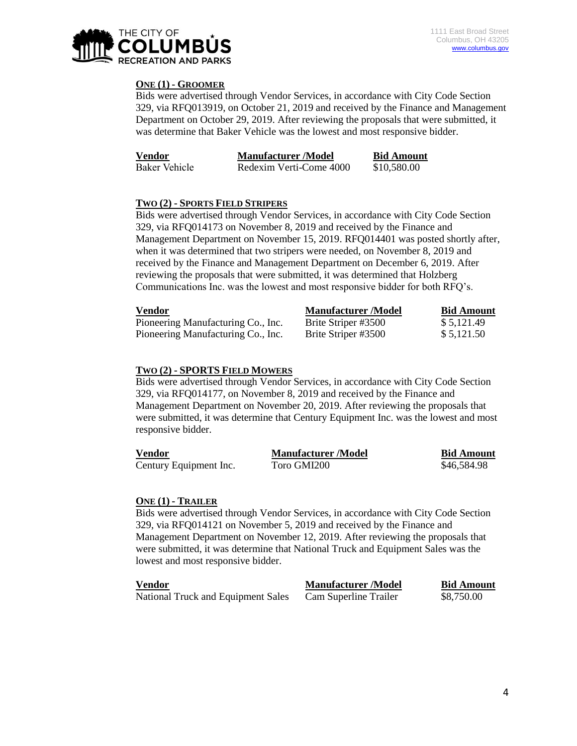**ONE (1) - GROOMER**

Bids were advertised through Vendor Services, in accordance with City Code Section 329, via RFQ013919, on October 21, 2019 and received by the Finance and Management Department on October 29, 2019. After reviewing the proposals that were submitted, it was determine that Baker Vehicle was the lowest and most responsive bidder.

| Vendor | Manufacturer /Model | Bid Amount |
| --- | --- | --- |
| Baker Vehicle | Redexim Verti-Come 4000 | $10,580.00 |

**TWO (2) - SPORTS FIELD STRIPERS**

Bids were advertised through Vendor Services, in accordance with City Code Section 329, via RFQ014173 on November 8, 2019 and received by the Finance and Management Department on November 15, 2019. RFQ014401 was posted shortly after, when it was determined that two stripers were needed, on November 8, 2019 and received by the Finance and Management Department on December 6, 2019. After reviewing the proposals that were submitted, it was determined that Holzberg Communications Inc. was the lowest and most responsive bidder for both RFQ's.

| Vendor | Manufacturer /Model | Bid Amount |
| --- | --- | --- |
| Pioneering Manufacturing Co., Inc. | Brite Striper #3500 | $ 5,121.49 |
| Pioneering Manufacturing Co., Inc. | Brite Striper #3500 | $ 5,121.50 |

**TWO (2) - SPORTS FIELD MOWERS**

Bids were advertised through Vendor Services, in accordance with City Code Section 329, via RFQ014177, on November 8, 2019 and received by the Finance and Management Department on November 20, 2019. After reviewing the proposals that were submitted, it was determine that Century Equipment Inc. was the lowest and most responsive bidder.

| Vendor | Manufacturer /Model | Bid Amount |
| --- | --- | --- |
| Century Equipment Inc. | Toro GMI200 | $46,584.98 |

**ONE (1) - TRAILER**

Bids were advertised through Vendor Services, in accordance with City Code Section 329, via RFQ014121 on November 5, 2019 and received by the Finance and Management Department on November 12, 2019. After reviewing the proposals that were submitted, it was determine that National Truck and Equipment Sales was the lowest and most responsive bidder.

| Vendor | Manufacturer /Model | Bid Amount |
| --- | --- | --- |
| National Truck and Equipment Sales | Cam Superline Trailer | $8,750.00 |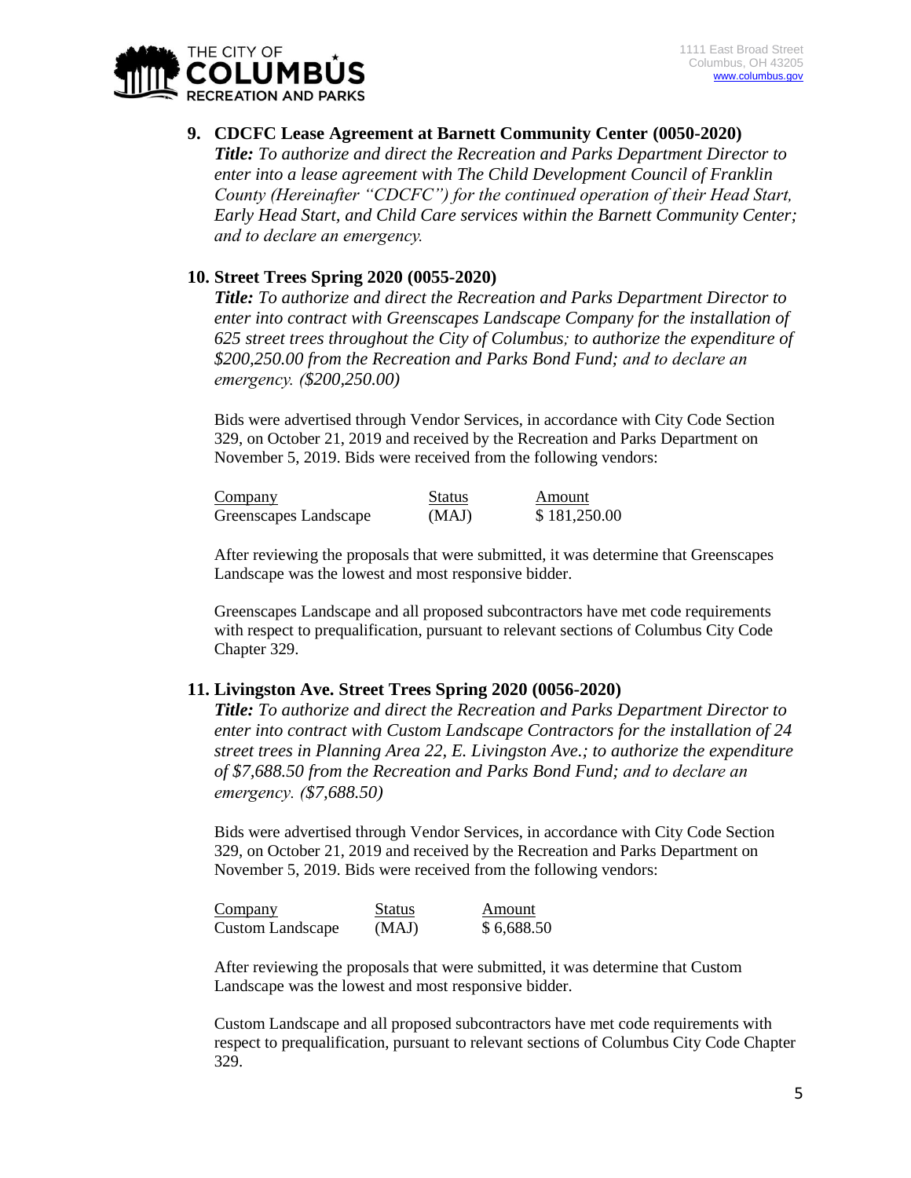**9. CDCFC Lease Agreement at Barnett Community Center (0050-2020)**

***Title:*** *To authorize and direct the Recreation and Parks Department Director to enter into a lease agreement with The Child Development Council of Franklin County (Hereinafter "CDCFC") for the continued operation of their Head Start, Early Head Start, and Child Care services within the Barnett Community Center; and to declare an emergency.*

**10. Street Trees Spring 2020 (0055-2020)**

***Title:*** *To authorize and direct the Recreation and Parks Department Director to enter into contract with Greenscapes Landscape Company for the installation of 625 street trees throughout the City of Columbus; to authorize the expenditure of $200,250.00 from the Recreation and Parks Bond Fund; and to declare an emergency. ($200,250.00)*

Bids were advertised through Vendor Services, in accordance with City Code Section 329, on October 21, 2019 and received by the Recreation and Parks Department on November 5, 2019. Bids were received from the following vendors:

| Company | Status | Amount |
|---|---|---|
| Greenscapes Landscape | (MAJ) | $ 181,250.00 |

After reviewing the proposals that were submitted, it was determine that Greenscapes Landscape was the lowest and most responsive bidder.

Greenscapes Landscape and all proposed subcontractors have met code requirements with respect to prequalification, pursuant to relevant sections of Columbus City Code Chapter 329.

**11. Livingston Ave. Street Trees Spring 2020 (0056-2020)**

***Title:*** *To authorize and direct the Recreation and Parks Department Director to enter into contract with Custom Landscape Contractors for the installation of 24 street trees in Planning Area 22, E. Livingston Ave.; to authorize the expenditure of $7,688.50 from the Recreation and Parks Bond Fund; and to declare an emergency. ($7,688.50)*

Bids were advertised through Vendor Services, in accordance with City Code Section 329, on October 21, 2019 and received by the Recreation and Parks Department on November 5, 2019. Bids were received from the following vendors:

| Company | Status | Amount |
|---|---|---|
| Custom Landscape | (MAJ) | $ 6,688.50 |

After reviewing the proposals that were submitted, it was determine that Custom Landscape was the lowest and most responsive bidder.

Custom Landscape and all proposed subcontractors have met code requirements with respect to prequalification, pursuant to relevant sections of Columbus City Code Chapter 329.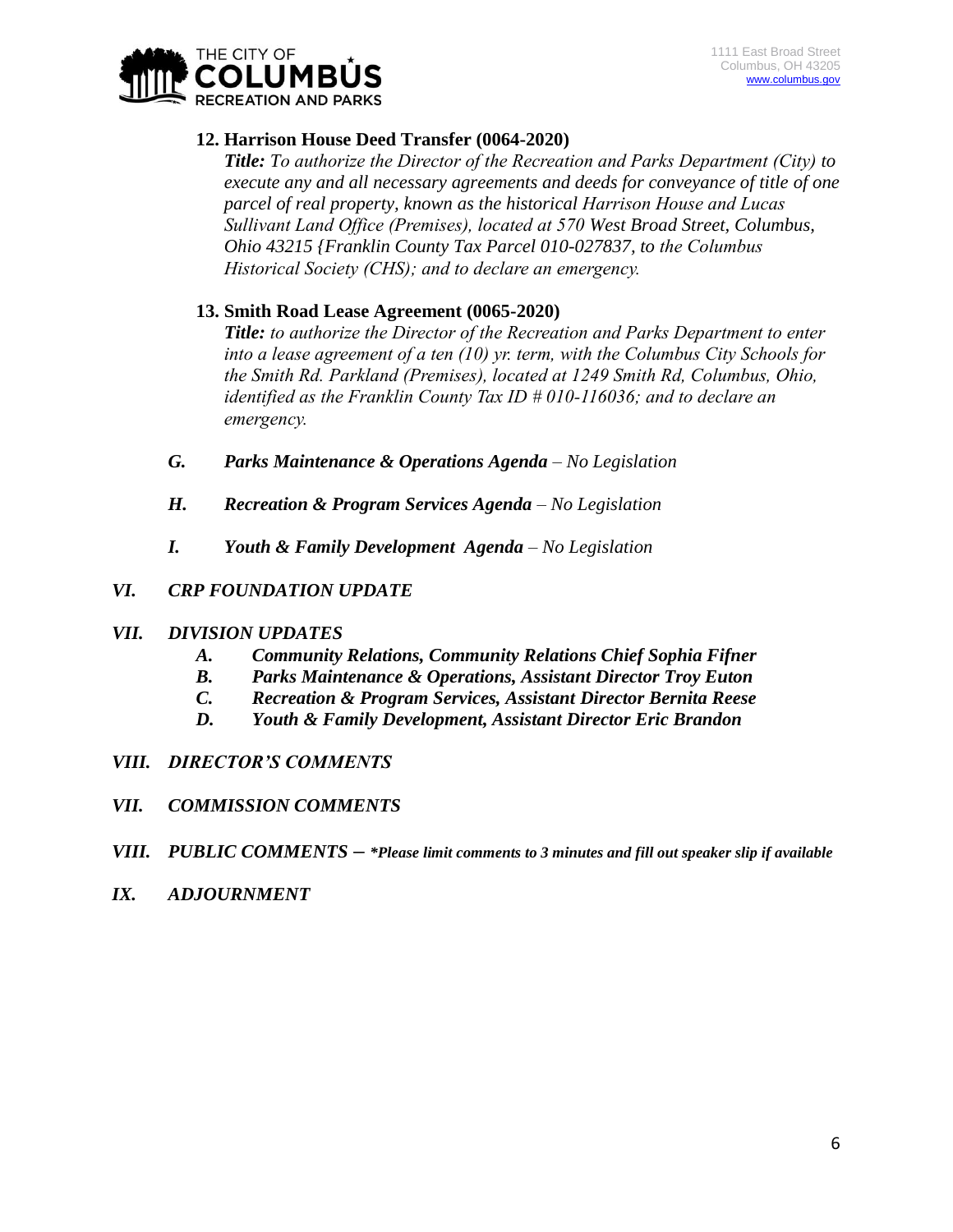**12. Harrison House Deed Transfer (0064-2020)**

***Title:*** *To authorize the Director of the Recreation and Parks Department (City) to execute any and all necessary agreements and deeds for conveyance of title of one parcel of real property, known as the historical Harrison House and Lucas Sullivant Land Office (Premises), located at 570 West Broad Street, Columbus, Ohio 43215 {Franklin County Tax Parcel 010-027837, to the Columbus Historical Society (CHS); and to declare an emergency.*

**13. Smith Road Lease Agreement (0065-2020)**

***Title:*** *to authorize the Director of the Recreation and Parks Department to enter into a lease agreement of a ten (10) yr. term, with the Columbus City Schools for the Smith Rd. Parkland (Premises), located at 1249 Smith Rd, Columbus, Ohio, identified as the Franklin County Tax ID # 010-116036; and to declare an emergency.*

*G.* ***Parks Maintenance & Operations Agenda*** *– No Legislation*

*H.* ***Recreation & Program Services Agenda*** *– No Legislation*

*I.* ***Youth & Family Development Agenda*** *– No Legislation*

*VI. CRP FOUNDATION UPDATE*

*VII. DIVISION UPDATES*

- ***A. Community Relations, Community Relations Chief Sophia Fifner***
- ***B. Parks Maintenance & Operations, Assistant Director Troy Euton***
- ***C. Recreation & Program Services, Assistant Director Bernita Reese***
- ***D. Youth & Family Development, Assistant Director Eric Brandon***

*VIII. DIRECTOR'S COMMENTS*

*VII. COMMISSION COMMENTS*

*VIII. PUBLIC COMMENTS –* ***\*Please limit comments to 3 minutes and fill out speaker slip if available***

*IX. ADJOURNMENT*